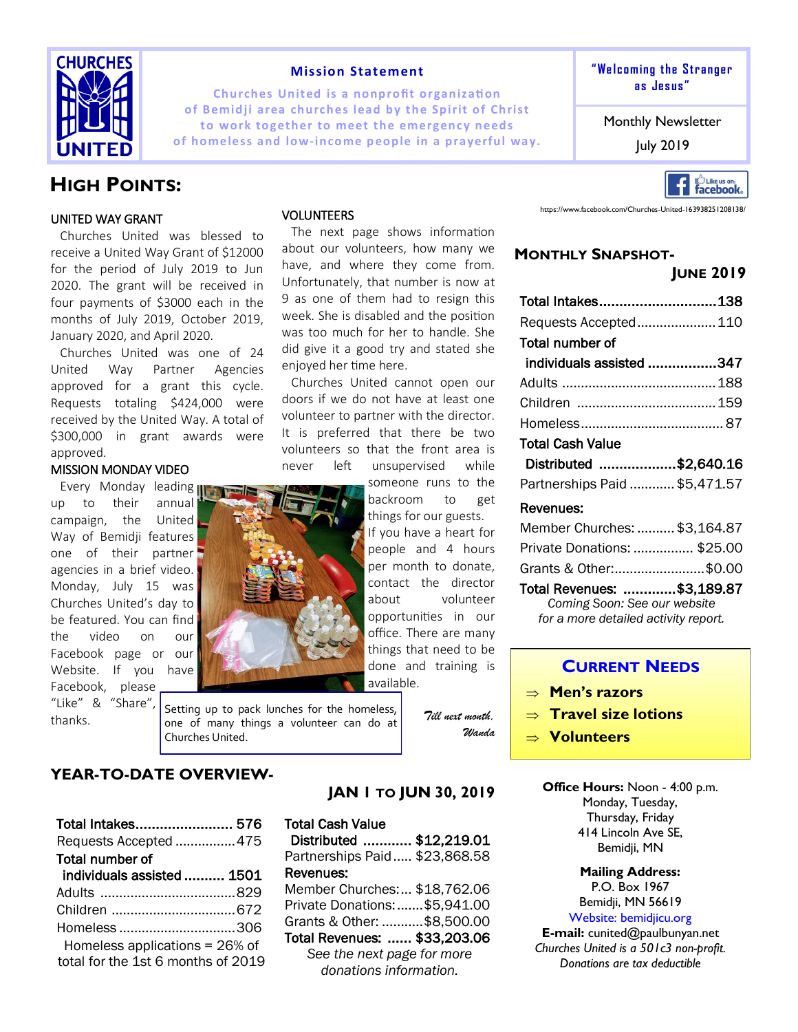CHURCHES UNITED

**Mission Statement**

Churches United is a nonprofit organization of Bemidji area churches lead by the Spirit of Christ to work together to meet the emergency needs of homeless and low-income people in a prayerful way.

**"Welcoming the Stranger as Jesus"**

Monthly Newsletter

July 2019

# HIGH POINTS:

Like us on facebook

https://www.facebook.com/Churches-United-163938251208138/

## UNITED WAY GRANT

Churches United was blessed to receive a United Way Grant of $12000 for the period of July 2019 to Jun 2020. The grant will be received in four payments of $3000 each in the months of July 2019, October 2019, January 2020, and April 2020.

Churches United was one of 24 United Way Partner Agencies approved for a grant this cycle. Requests totaling $424,000 were received by the United Way. A total of $300,000 in grant awards were approved.

## MISSION MONDAY VIDEO

Every Monday leading up to their annual campaign, the United Way of Bemidji features one of their partner agencies in a brief video. Monday, July 15 was Churches United's day to be featured. You can find the video on our Facebook page or our Website. If you have Facebook, please "Like" & "Share", thanks.

## VOLUNTEERS

The next page shows information about our volunteers, how many we have, and where they come from. Unfortunately, that number is now at 9 as one of them had to resign this week. She is disabled and the position was too much for her to handle. She did give it a good try and stated she enjoyed her time here.

Churches United cannot open our doors if we do not have at least one volunteer to partner with the director. It is preferred that there be two volunteers so that the front area is never left unsupervised while someone runs to the backroom to get things for our guests.

If you have a heart for people and 4 hours per month to donate, contact the director about volunteer opportunities in our office. There are many things that need to be done and training is available.

Setting up to pack lunches for the homeless, one of many things a volunteer can do at Churches United.

*Till next month,*
*Wanda*

## MONTHLY SNAPSHOT- JUNE 2019

| | |
|---|---|
| **Total Intakes** | **138** |
| Requests Accepted | 110 |
| **Total number of individuals assisted** | **347** |
| Adults | 188 |
| Children | 159 |
| Homeless | 87 |
| **Total Cash Value Distributed** | **$2,640.16** |
| Partnerships Paid | $5,471.57 |
| **Revenues:** | |
| Member Churches: | $3,164.87 |
| Private Donations: | $25.00 |
| Grants & Other: | $0.00 |
| **Total Revenues:** | **$3,189.87** |

*Coming Soon: See our website for a more detailed activity report.*

## CURRENT NEEDS

- ⇒ **Men's razors**
- ⇒ **Travel size lotions**
- ⇒ **Volunteers**

## YEAR-TO-DATE OVERVIEW- JAN 1 TO JUN 30, 2019

| | |
|---|---|
| **Total Intakes** | **576** |
| Requests Accepted | 475 |
| **Total number of individuals assisted** | **1501** |
| Adults | 829 |
| Children | 672 |
| Homeless | 306 |

Homeless applications = 26% of total for the 1st 6 months of 2019

| | |
|---|---|
| **Total Cash Value Distributed** | **$12,219.01** |
| Partnerships Paid | $23,868.58 |
| **Revenues:** | |
| Member Churches: | $18,762.06 |
| Private Donations: | $5,941.00 |
| Grants & Other: | $8,500.00 |
| **Total Revenues:** | **$33,203.06** |

*See the next page for more donations information.*

**Office Hours:** Noon - 4:00 p.m.
Monday, Tuesday, Thursday, Friday
414 Lincoln Ave SE,
Bemidji, MN

**Mailing Address:**
P.O. Box 1967
Bemidji, MN 56619

Website: bemidjicu.org

**E-mail:** cunited@paulbunyan.net

*Churches United is a 501c3 non-profit. Donations are tax deductible*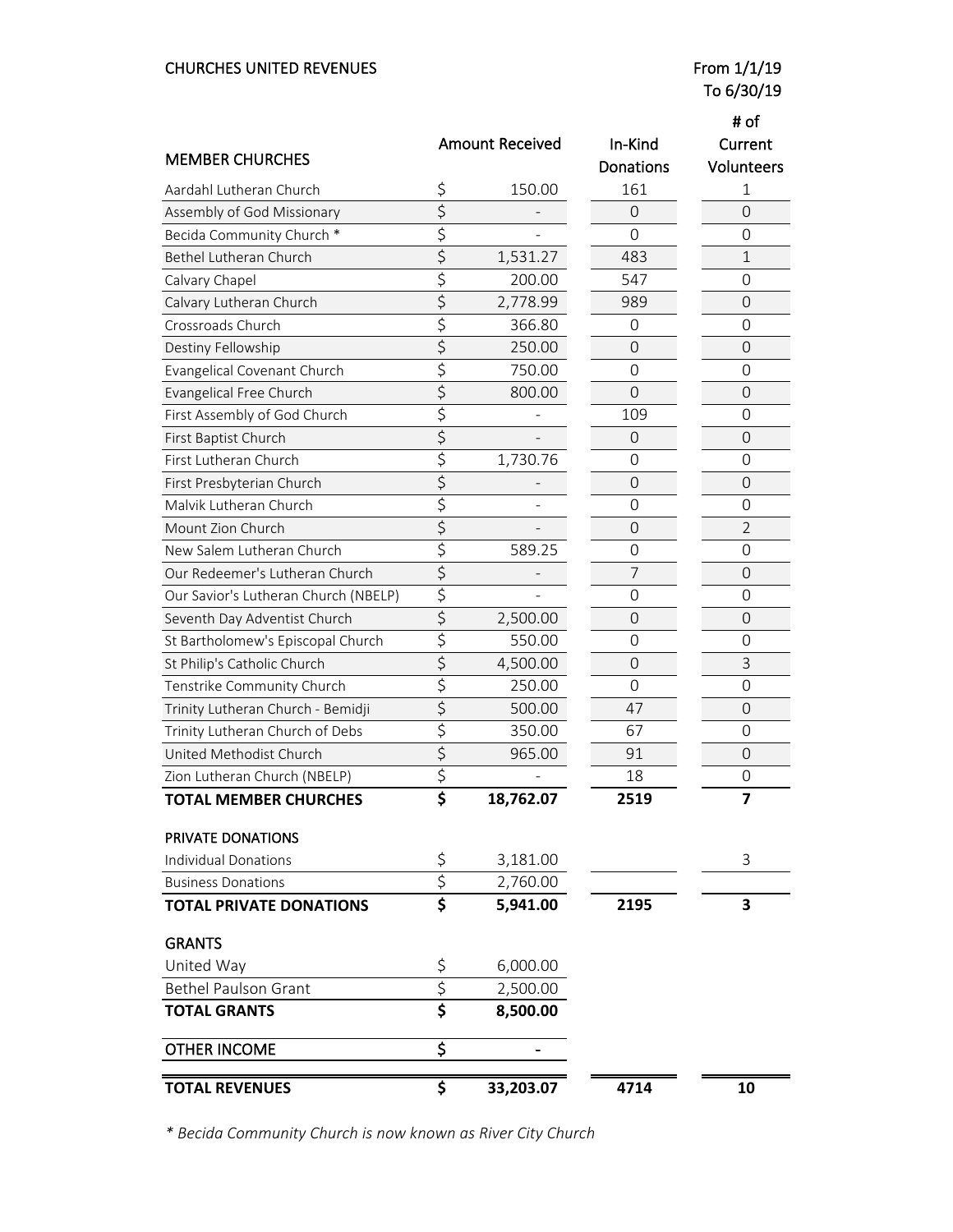CHURCHES UNITED REVENUES

From 1/1/19
To 6/30/19

| MEMBER CHURCHES | Amount Received | In-Kind Donations | # of Current Volunteers |
|---|---|---|---|
| Aardahl Lutheran Church | $ 150.00 | 161 | 1 |
| Assembly of God Missionary | $ - | 0 | 0 |
| Becida Community Church * | $ - | 0 | 0 |
| Bethel Lutheran Church | $ 1,531.27 | 483 | 1 |
| Calvary Chapel | $ 200.00 | 547 | 0 |
| Calvary Lutheran Church | $ 2,778.99 | 989 | 0 |
| Crossroads Church | $ 366.80 | 0 | 0 |
| Destiny Fellowship | $ 250.00 | 0 | 0 |
| Evangelical Covenant Church | $ 750.00 | 0 | 0 |
| Evangelical Free Church | $ 800.00 | 0 | 0 |
| First Assembly of God Church | $ - | 109 | 0 |
| First Baptist Church | $ - | 0 | 0 |
| First Lutheran Church | $ 1,730.76 | 0 | 0 |
| First Presbyterian Church | $ - | 0 | 0 |
| Malvik Lutheran Church | $ - | 0 | 0 |
| Mount Zion Church | $ - | 0 | 2 |
| New Salem Lutheran Church | $ 589.25 | 0 | 0 |
| Our Redeemer's Lutheran Church | $ - | 7 | 0 |
| Our Savior's Lutheran Church (NBELP) | $ - | 0 | 0 |
| Seventh Day Adventist Church | $ 2,500.00 | 0 | 0 |
| St Bartholomew's Episcopal Church | $ 550.00 | 0 | 0 |
| St Philip's Catholic Church | $ 4,500.00 | 0 | 3 |
| Tenstrike Community Church | $ 250.00 | 0 | 0 |
| Trinity Lutheran Church - Bemidji | $ 500.00 | 47 | 0 |
| Trinity Lutheran Church of Debs | $ 350.00 | 67 | 0 |
| United Methodist Church | $ 965.00 | 91 | 0 |
| Zion Lutheran Church (NBELP) | $ - | 18 | 0 |
| **TOTAL MEMBER CHURCHES** | **$ 18,762.07** | **2519** | **7** |
| **PRIVATE DONATIONS** | | | |
| Individual Donations | $ 3,181.00 | | 3 |
| Business Donations | $ 2,760.00 | | |
| **TOTAL PRIVATE DONATIONS** | **$ 5,941.00** | **2195** | **3** |
| **GRANTS** | | | |
| United Way | $ 6,000.00 | | |
| Bethel Paulson Grant | $ 2,500.00 | | |
| **TOTAL GRANTS** | **$ 8,500.00** | | |
| OTHER INCOME | $ - | | |
| **TOTAL REVENUES** | **$ 33,203.07** | **4714** | **10** |

*\* Becida Community Church is now known as River City Church*